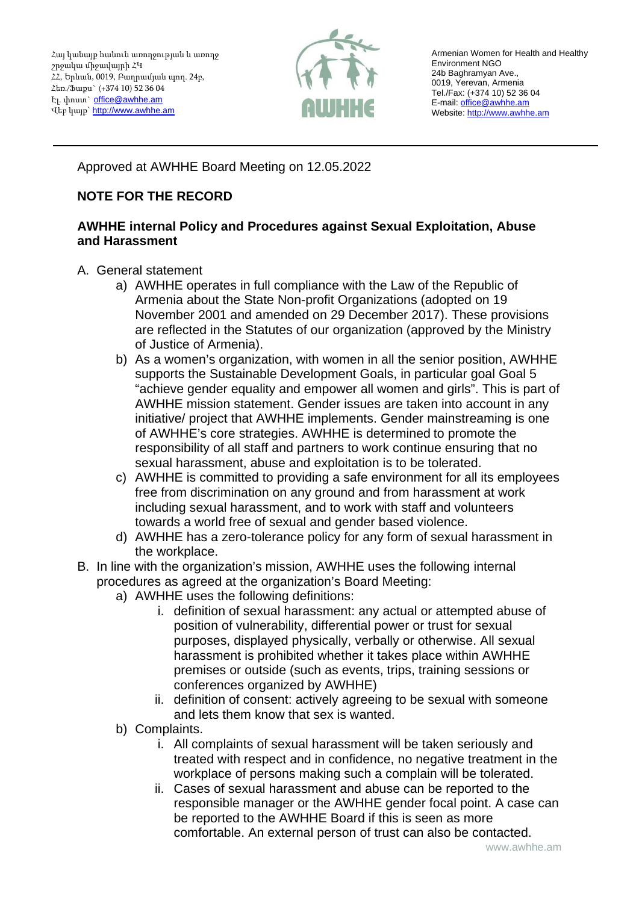Հայ կանայք հանուն առողջության և առողջ շրջակա միջավայրի ՀԿ
ՀՀ, Երևան, 0019, Բաղրամյան պող. 24բ,
Հեռ./Ֆաքս՝ (+374 10) 52 36 04
Էլ. փոստ՝ office@awhhe.am
Վեբ կայք՝ http://www.awhhe.am

AWHHE

Armenian Women for Health and Healthy Environment NGO
24b Baghramyan Ave.,
0019, Yerevan, Armenia
Tel./Fax: (+374 10) 52 36 04
E-mail: office@awhhe.am
Website: http://www.awhhe.am

---

Approved at AWHHE Board Meeting on 12.05.2022

**NOTE FOR THE RECORD**

**AWHHE internal Policy and Procedures against Sexual Exploitation, Abuse and Harassment**

A. General statement
   a) AWHHE operates in full compliance with the Law of the Republic of Armenia about the State Non-profit Organizations (adopted on 19 November 2001 and amended on 29 December 2017). These provisions are reflected in the Statutes of our organization (approved by the Ministry of Justice of Armenia).
   b) As a women's organization, with women in all the senior position, AWHHE supports the Sustainable Development Goals, in particular goal Goal 5 "achieve gender equality and empower all women and girls". This is part of AWHHE mission statement. Gender issues are taken into account in any initiative/ project that AWHHE implements. Gender mainstreaming is one of AWHHE's core strategies. AWHHE is determined to promote the responsibility of all staff and partners to work continue ensuring that no sexual harassment, abuse and exploitation is to be tolerated.
   c) AWHHE is committed to providing a safe environment for all its employees free from discrimination on any ground and from harassment at work including sexual harassment, and to work with staff and volunteers towards a world free of sexual and gender based violence.
   d) AWHHE has a zero-tolerance policy for any form of sexual harassment in the workplace.

B. In line with the organization's mission, AWHHE uses the following internal procedures as agreed at the organization's Board Meeting:
   a) AWHHE uses the following definitions:
      i. definition of sexual harassment: any actual or attempted abuse of position of vulnerability, differential power or trust for sexual purposes, displayed physically, verbally or otherwise. All sexual harassment is prohibited whether it takes place within AWHHE premises or outside (such as events, trips, training sessions or conferences organized by AWHHE)
      ii. definition of consent: actively agreeing to be sexual with someone and lets them know that sex is wanted.
   b) Complaints.
      i. All complaints of sexual harassment will be taken seriously and treated with respect and in confidence, no negative treatment in the workplace of persons making such a complain will be tolerated.
      ii. Cases of sexual harassment and abuse can be reported to the responsible manager or the AWHHE gender focal point. A case can be reported to the AWHHE Board if this is seen as more comfortable. An external person of trust can also be contacted.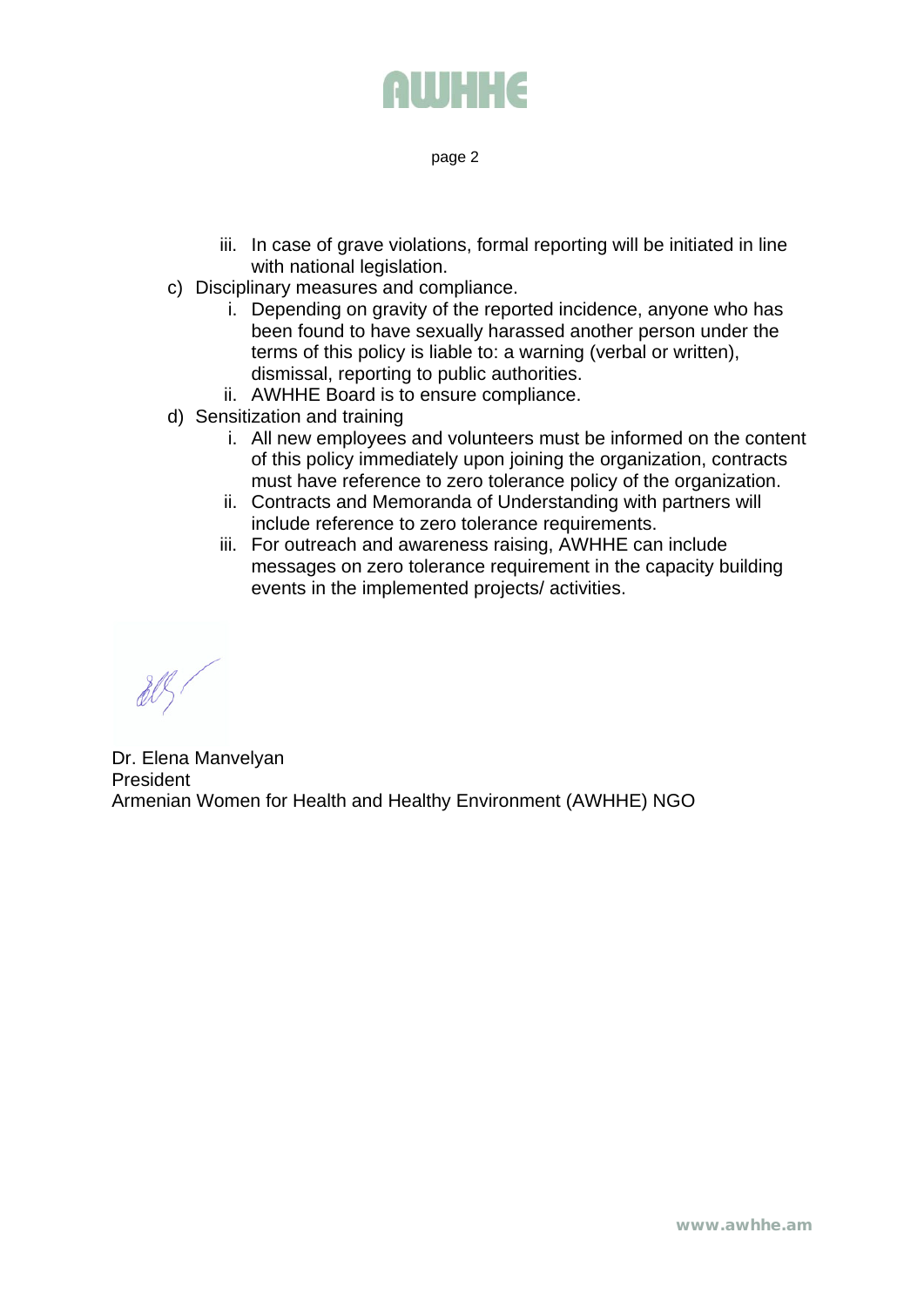iii. In case of grave violations, formal reporting will be initiated in line with national legislation.

c) Disciplinary measures and compliance.

   i. Depending on gravity of the reported incidence, anyone who has been found to have sexually harassed another person under the terms of this policy is liable to: a warning (verbal or written), dismissal, reporting to public authorities.

   ii. AWHHE Board is to ensure compliance.

d) Sensitization and training

   i. All new employees and volunteers must be informed on the content of this policy immediately upon joining the organization, contracts must have reference to zero tolerance policy of the organization.

   ii. Contracts and Memoranda of Understanding with partners will include reference to zero tolerance requirements.

   iii. For outreach and awareness raising, AWHHE can include messages on zero tolerance requirement in the capacity building events in the implemented projects/ activities.

Dr. Elena Manvelyan
President
Armenian Women for Health and Healthy Environment (AWHHE) NGO